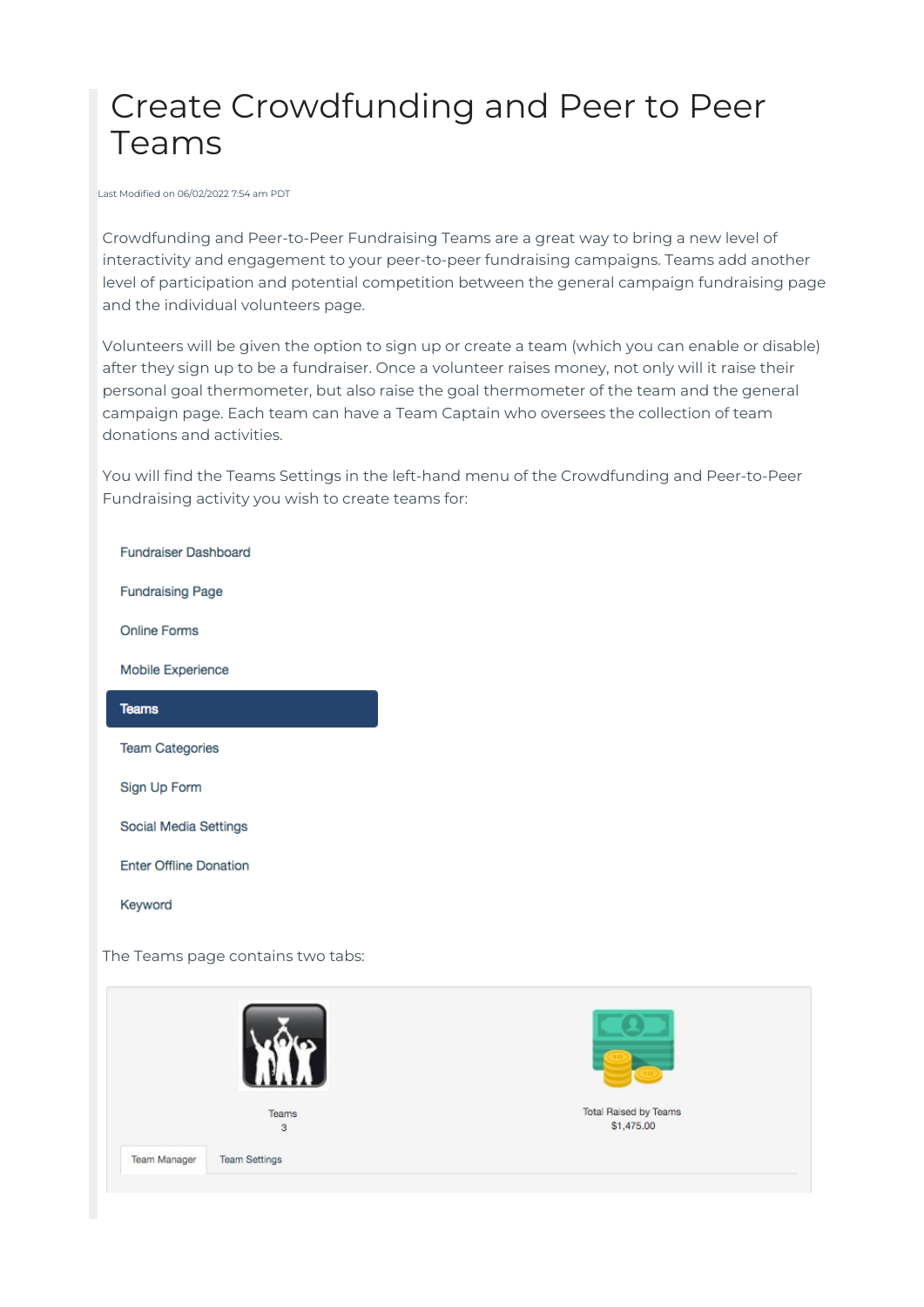# Create Crowdfunding and Peer to Peer Teams

Last Modified on 06/02/2022 7:54 am PDT

Crowdfunding and Peer-to-Peer Fundraising Teams are a great way to bring a new level of interactivity and engagement to your peer-to-peer fundraising campaigns. Teams add another level of participation and potential competition between the general campaign fundraising page and the individual volunteers page.

Volunteers will be given the option to sign up or create a team (which you can enable or disable) after they sign up to be a fundraiser. Once a volunteer raises money, not only will it raise their personal goal thermometer, but also raise the goal thermometer of the team and the general campaign page. Each team can have a Team Captain who oversees the collection of team donations and activities.

You will find the Teams Settings in the left-hand menu of the Crowdfunding and Peer-to-Peer Fundraising activity you wish to create teams for:

- Fundraiser Dashboard
- Fundraising Page
- Online Forms
- Mobile Experience
- **Teams**
- Team Categories
- Sign Up Form
- Social Media Settings
- Enter Offline Donation
- Keyword

The Teams page contains two tabs:

Teams
3

Total Raised by Teams
$1,475.00

Team Manager | Team Settings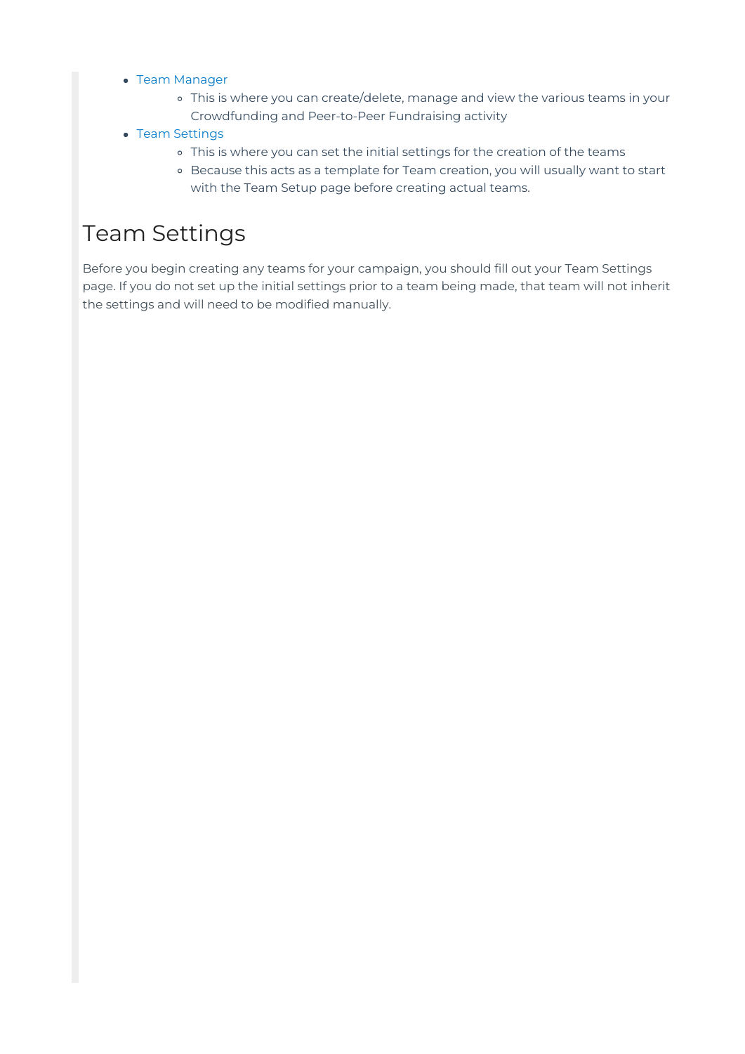- Team Manager
    - This is where you can create/delete, manage and view the various teams in your Crowdfunding and Peer-to-Peer Fundraising activity
- Team Settings
    - This is where you can set the initial settings for the creation of the teams
    - Because this acts as a template for Team creation, you will usually want to start with the Team Setup page before creating actual teams.

# Team Settings

Before you begin creating any teams for your campaign, you should fill out your Team Settings page. If you do not set up the initial settings prior to a team being made, that team will not inherit the settings and will need to be modified manually.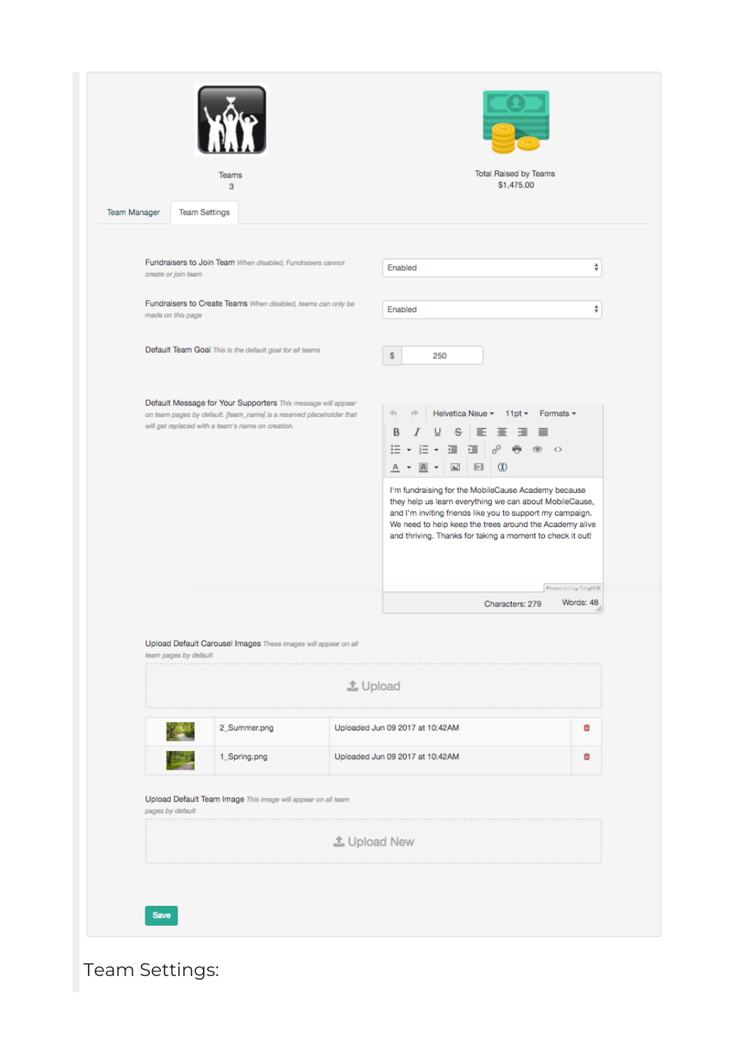Teams
3

Total Raised by Teams
$1,475.00

Team Manager | Team Settings

Fundraisers to Join Team *When disabled, Fundraisers cannot create or join team*

Enabled

Fundraisers to Create Teams *When disabled, teams can only be made on this page*

Enabled

Default Team Goal *This is the default goal for all teams*

$ 250

Default Message for Your Supporters *This message will appear on team pages by default. [team_name] is a reserved placeholder that will get replaced with a team's name on creation.*

Helvetica Neue 11pt Formats

I'm fundraising for the MobileCause Academy because they help us learn everything we can about MobileCause, and I'm inviting friends like you to support my campaign. We need to help keep the trees around the Academy alive and thriving. Thanks for taking a moment to check it out!

Powered by TinyMCE

Characters: 279 Words: 48

Upload Default Carousel Images *These images will appear on all team pages by default*

Upload

| | | | |
|---|---|---|---|
| | 2_Summer.png | Uploaded Jun 09 2017 at 10:42AM | |
| | 1_Spring.png | Uploaded Jun 09 2017 at 10:42AM | |

Upload Default Team Image *This image will appear on all team pages by default*

Upload New

Save

Team Settings: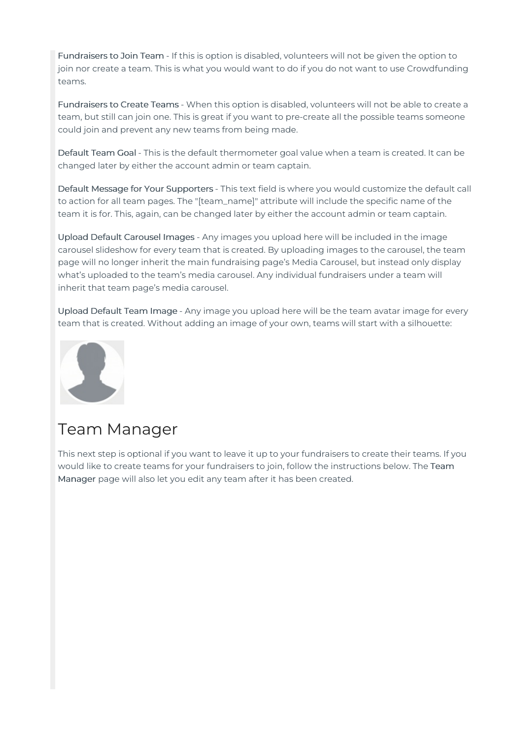Fundraisers to Join Team - If this is option is disabled, volunteers will not be given the option to join nor create a team. This is what you would want to do if you do not want to use Crowdfunding teams.

Fundraisers to Create Teams - When this option is disabled, volunteers will not be able to create a team, but still can join one. This is great if you want to pre-create all the possible teams someone could join and prevent any new teams from being made.

Default Team Goal - This is the default thermometer goal value when a team is created. It can be changed later by either the account admin or team captain.

Default Message for Your Supporters - This text field is where you would customize the default call to action for all team pages. The "[team_name]" attribute will include the specific name of the team it is for. This, again, can be changed later by either the account admin or team captain.

Upload Default Carousel Images - Any images you upload here will be included in the image carousel slideshow for every team that is created. By uploading images to the carousel, the team page will no longer inherit the main fundraising page's Media Carousel, but instead only display what's uploaded to the team's media carousel. Any individual fundraisers under a team will inherit that team page's media carousel.

Upload Default Team Image - Any image you upload here will be the team avatar image for every team that is created. Without adding an image of your own, teams will start with a silhouette:

# Team Manager

This next step is optional if you want to leave it up to your fundraisers to create their teams. If you would like to create teams for your fundraisers to join, follow the instructions below. The Team Manager page will also let you edit any team after it has been created.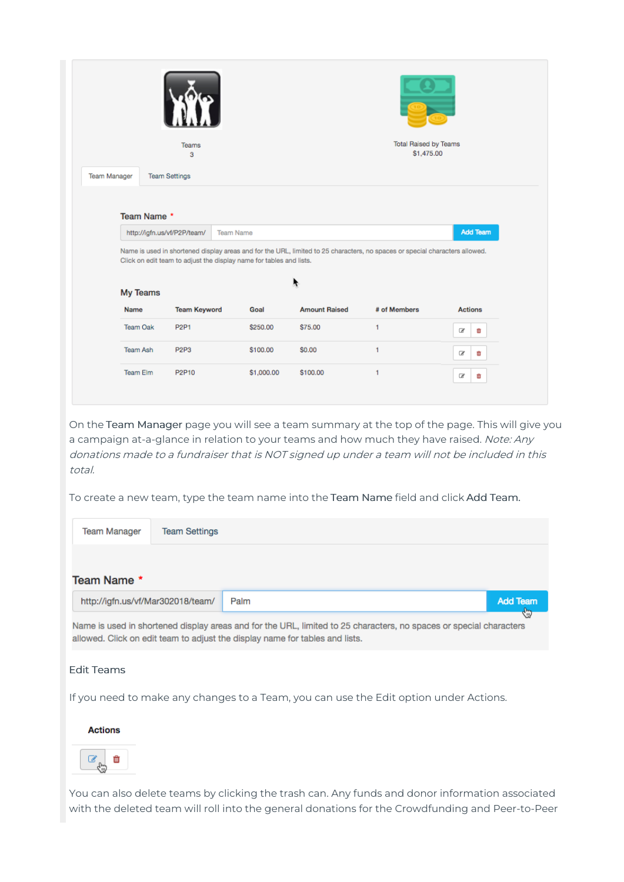Teams
3

Total Raised by Teams
$1,475.00

Team Manager | Team Settings

**Team Name** *

http://igfn.us/vf/P2P/team/ | Team Name | **Add Team**

Name is used in shortened display areas and for the URL, limited to 25 characters, no spaces or special characters allowed. Click on edit team to adjust the display name for tables and lists.

**My Teams**

| Name | Team Keyword | Goal | Amount Raised | # of Members | Actions |
|---|---|---|---|---|---|
| Team Oak | P2P1 | $250.00 | $75.00 | 1 | |
| Team Ash | P2P3 | $100.00 | $0.00 | 1 | |
| Team Elm | P2P10 | $1,000.00 | $100.00 | 1 | |

On the **Team Manager** page you will see a team summary at the top of the page. This will give you a campaign at-a-glance in relation to your teams and how much they have raised. *Note: Any donations made to a fundraiser that is NOT signed up under a team will not be included in this total.*

To create a new team, type the team name into the **Team Name** field and click **Add Team.**

Team Manager | Team Settings

**Team Name** *

http://igfn.us/vf/Mar302018/team/ | Palm | **Add Team**

Name is used in shortened display areas and for the URL, limited to 25 characters, no spaces or special characters allowed. Click on edit team to adjust the display name for tables and lists.

Edit Teams

If you need to make any changes to a Team, you can use the Edit option under Actions.

**Actions**

You can also delete teams by clicking the trash can. Any funds and donor information associated with the deleted team will roll into the general donations for the Crowdfunding and Peer-to-Peer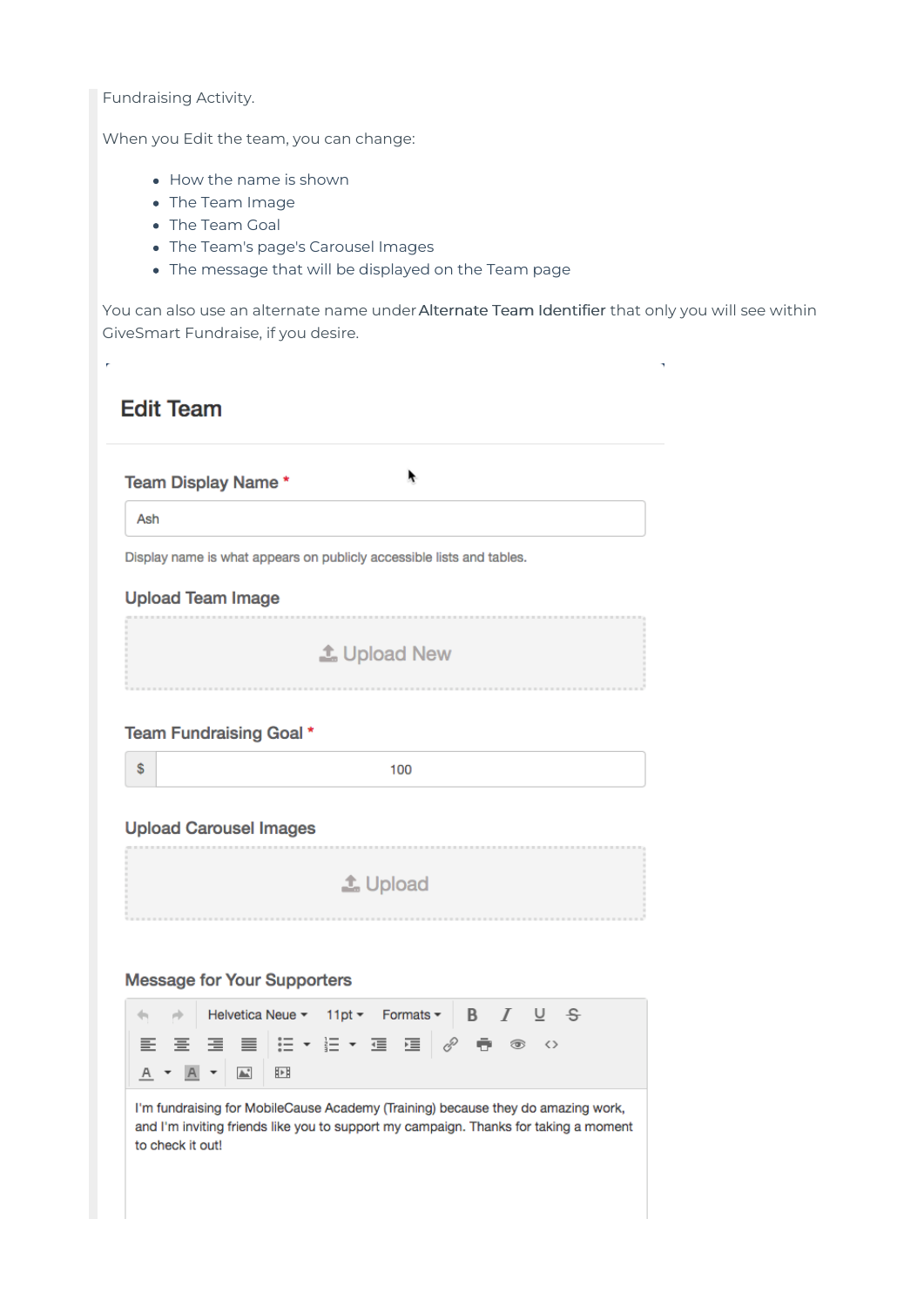Fundraising Activity.

When you Edit the team, you can change:

- How the name is shown
- The Team Image
- The Team Goal
- The Team's page's Carousel Images
- The message that will be displayed on the Team page

You can also use an alternate name under **Alternate Team Identifier** that only you will see within GiveSmart Fundraise, if you desire.

## Edit Team

**Team Display Name** *

Ash

Display name is what appears on publicly accessible lists and tables.

**Upload Team Image**

Upload New

**Team Fundraising Goal** *

$ 100

**Upload Carousel Images**

Upload

**Message for Your Supporters**

Helvetica Neue 11pt Formats

I'm fundraising for MobileCause Academy (Training) because they do amazing work, and I'm inviting friends like you to support my campaign. Thanks for taking a moment to check it out!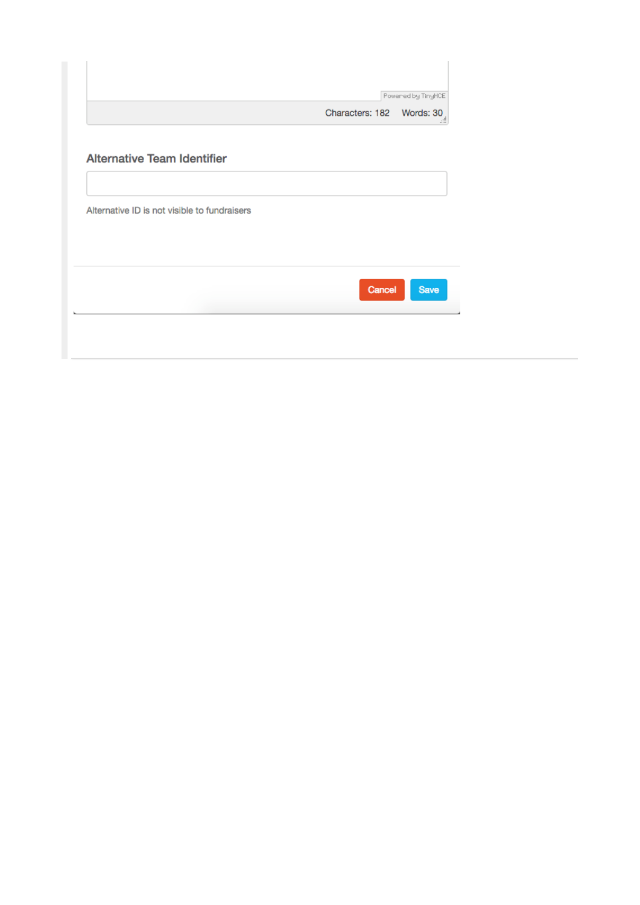Powered by TinyMCE

Characters: 182 Words: 30

**Alternative Team Identifier**

Alternative ID is not visible to fundraisers

Cancel Save